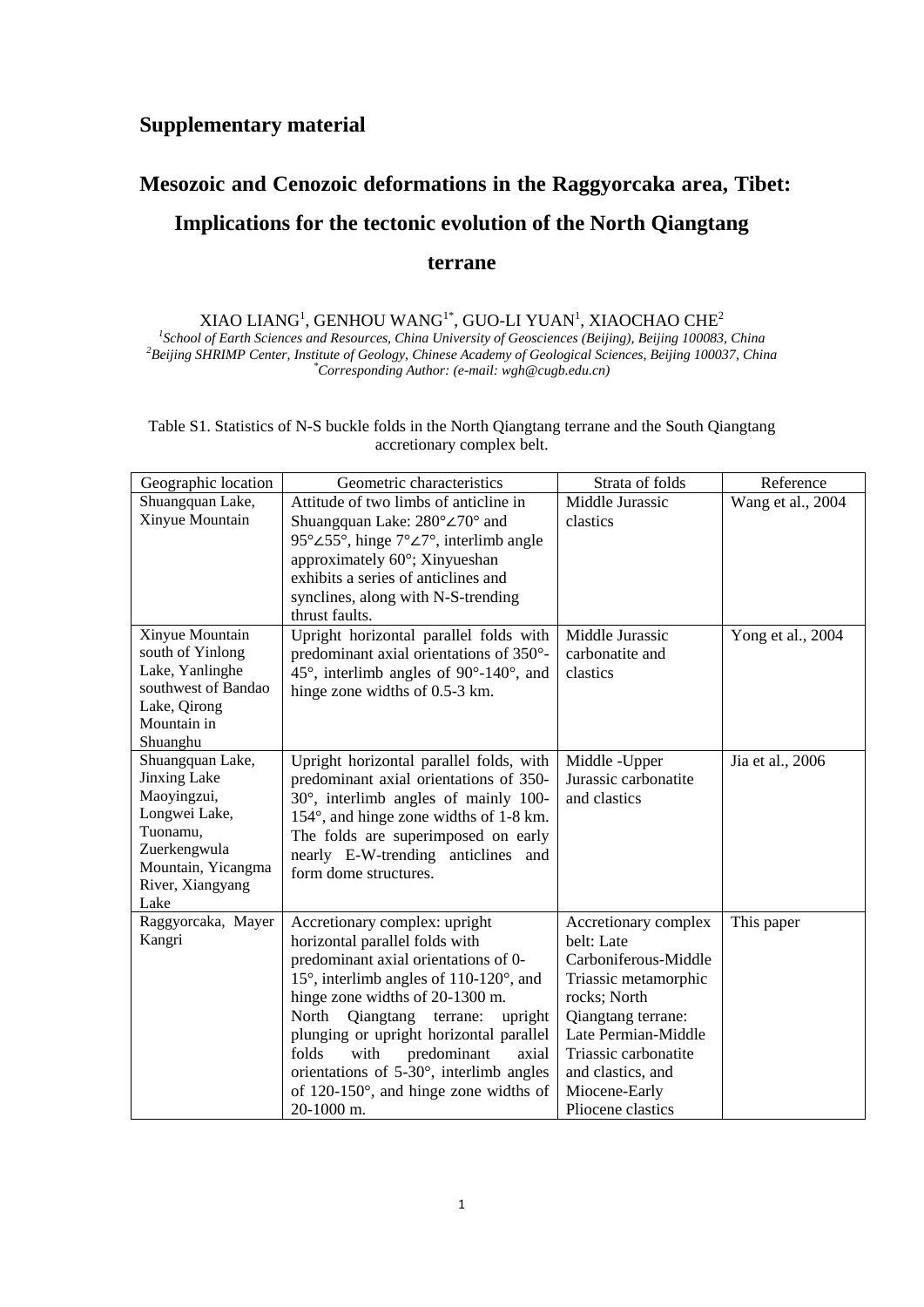## Supplementary material

# Mesozoic and Cenozoic deformations in the Raggyorcaka area, Tibet: Implications for the tectonic evolution of the North Qiangtang terrane

XIAO LIANG[1], GENHOU WANG[1*], GUO-LI YUAN[1], XIAOCHAO CHE[2]

[1]*School of Earth Sciences and Resources, China University of Geosciences (Beijing), Beijing 100083, China*

[2]*Beijing SHRIMP Center, Institute of Geology, Chinese Academy of Geological Sciences, Beijing 100037, China*

[*]*Corresponding Author: (e-mail: wgh@cugb.edu.cn)*

Table S1. Statistics of N-S buckle folds in the North Qiangtang terrane and the South Qiangtang accretionary complex belt.

| Geographic location | Geometric characteristics | Strata of folds | Reference |
|---|---|---|---|
| Shuangquan Lake, Xinyue Mountain | Attitude of two limbs of anticline in Shuangquan Lake: 280°∠70° and 95°∠55°, hinge 7°∠7°, interlimb angle approximately 60°; Xinyueshan exhibits a series of anticlines and synclines, along with N-S-trending thrust faults. | Middle Jurassic clastics | Wang et al., 2004 |
| Xinyue Mountain south of Yinlong Lake, Yanlinghe southwest of Bandao Lake, Qirong Mountain in Shuanghu | Upright horizontal parallel folds with predominant axial orientations of 350°-45°, interlimb angles of 90°-140°, and hinge zone widths of 0.5-3 km. | Middle Jurassic carbonatite and clastics | Yong et al., 2004 |
| Shuangquan Lake, Jinxing Lake Maoyingzui, Longwei Lake, Tuonamu, Zuerkengwula Mountain, Yicangma River, Xiangyang Lake | Upright horizontal parallel folds, with predominant axial orientations of 350-30°, interlimb angles of mainly 100-154°, and hinge zone widths of 1-8 km. The folds are superimposed on early nearly E-W-trending anticlines and form dome structures. | Middle -Upper Jurassic carbonatite and clastics | Jia et al., 2006 |
| Raggyorcaka, Mayer Kangri | Accretionary complex: upright horizontal parallel folds with predominant axial orientations of 0-15°, interlimb angles of 110-120°, and hinge zone widths of 20-1300 m. North Qiangtang terrane: upright plunging or upright horizontal parallel folds with predominant axial orientations of 5-30°, interlimb angles of 120-150°, and hinge zone widths of 20-1000 m. | Accretionary complex belt: Late Carboniferous-Middle Triassic metamorphic rocks; North Qiangtang terrane: Late Permian-Middle Triassic carbonatite and clastics, and Miocene-Early Pliocene clastics | This paper |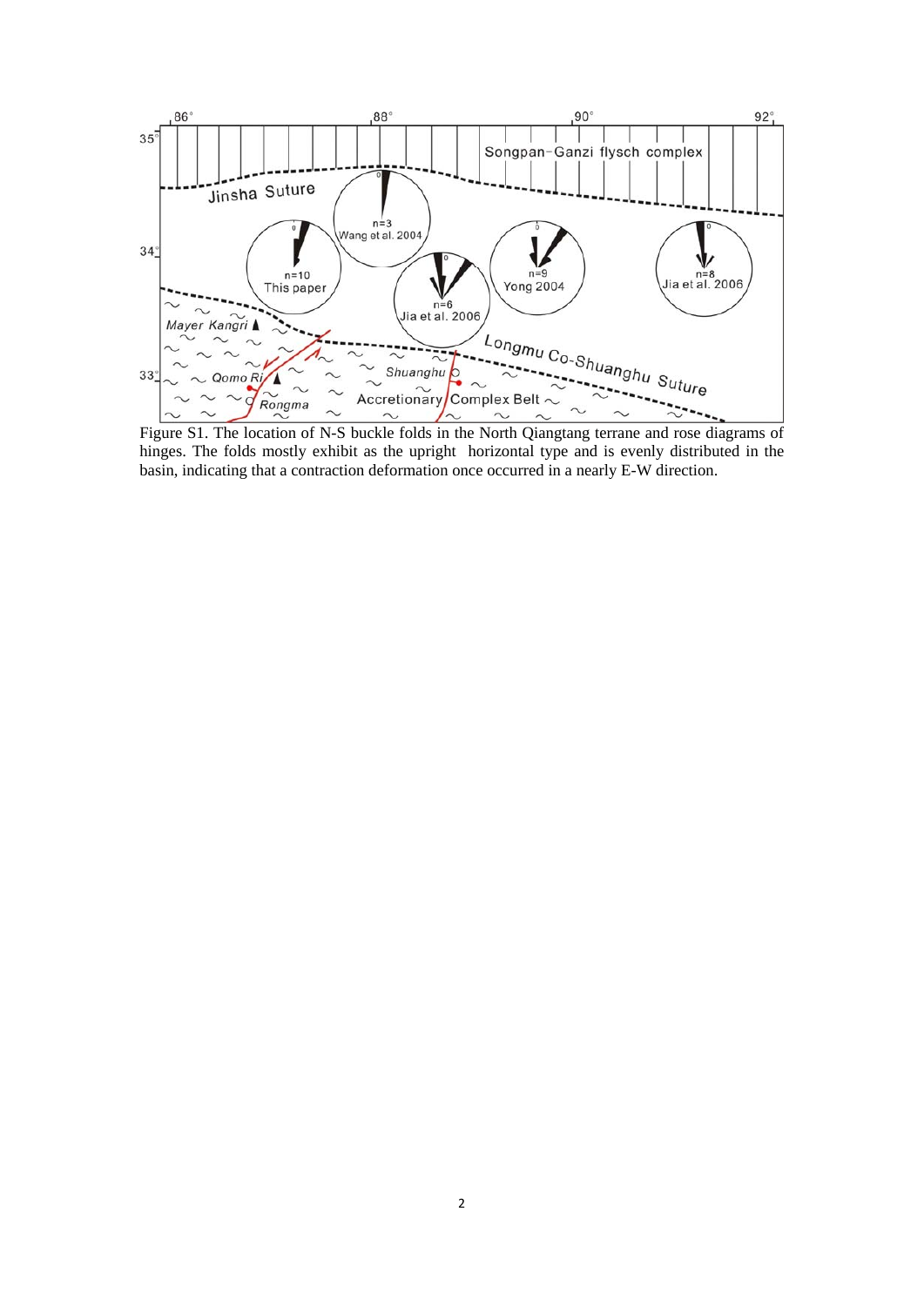86°
88°
90°
92°
35°
34°
33°

Songpan-Ganzi flysch complex

Jinsha Suture

n=3
Wang et al. 2004

n=10
This paper

n=6
Jia et al. 2006

n=9
Yong 2004

n=8
Jia et al. 2006

Mayer Kangri

Longmu Co-Shuanghu Suture

Qomo Ri

Shuanghu

Rongma

Accretionary Complex Belt

Figure S1. The location of N-S buckle folds in the North Qiangtang terrane and rose diagrams of hinges. The folds mostly exhibit as the upright horizontal type and is evenly distributed in the basin, indicating that a contraction deformation once occurred in a nearly E-W direction.